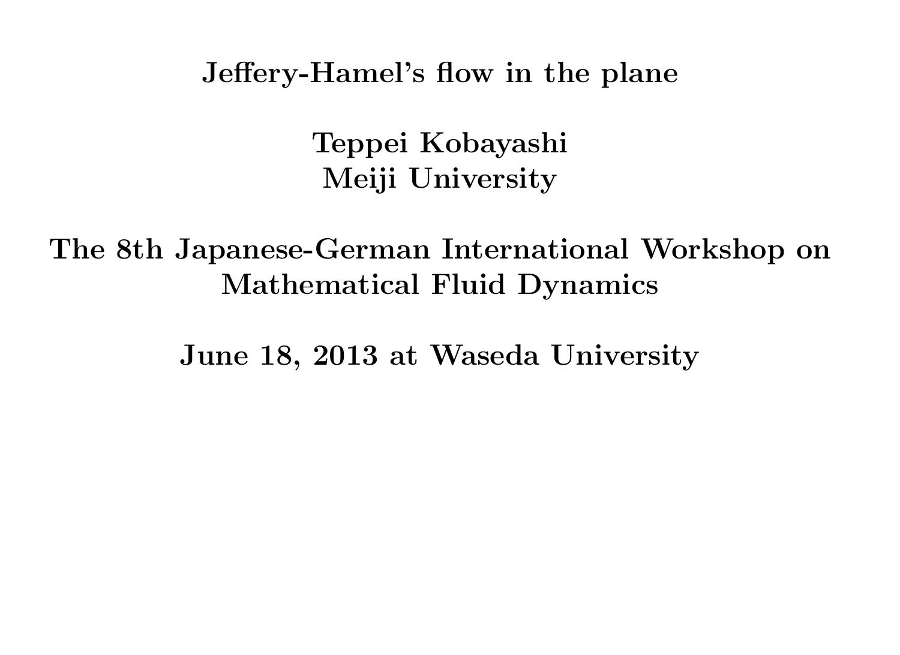# Jeffery-Hamel's flow in the plane

**Teppei Kobayashi**
**Meiji University**

**The 8th Japanese-German International Workshop on Mathematical Fluid Dynamics**

**June 18, 2013 at Waseda University**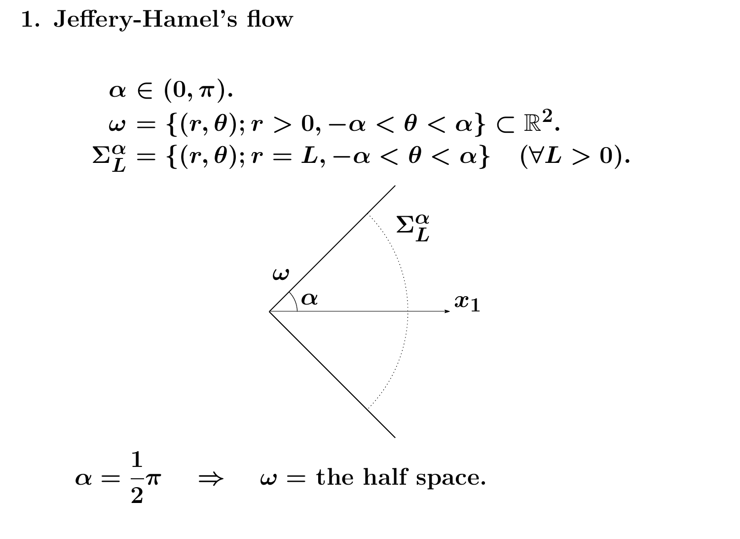# 1. Jeffery-Hamel's flow

$$\alpha \in (0, \pi).$$

$$\omega = \{(r, \theta); r > 0, -\alpha < \theta < \alpha\} \subset \mathbb{R}^2.$$

$$\Sigma_L^\alpha = \{(r, \theta); r = L, -\alpha < \theta < \alpha\} \quad (\forall L > 0).$$

$$\alpha = \frac{1}{2}\pi \quad \Rightarrow \quad \omega = \text{the half space.}$$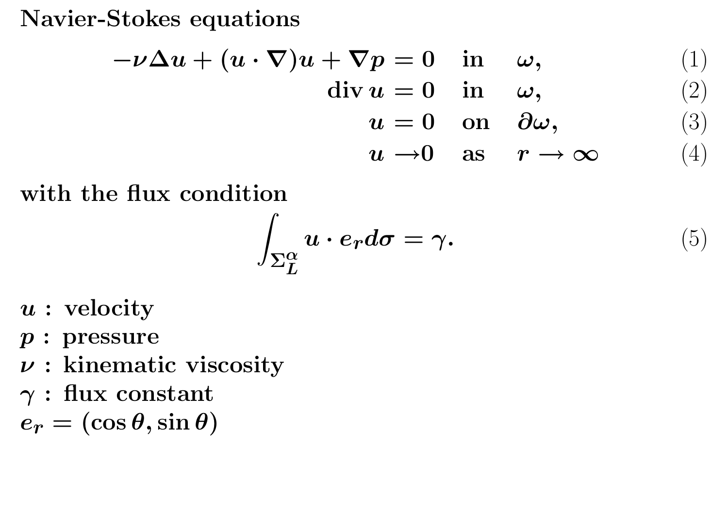**Navier-Stokes equations**

$$-\nu\Delta u + (u\cdot\nabla)u + \nabla p = 0 \quad \text{in} \quad \omega, \tag{1}$$

$$\operatorname{div} u = 0 \quad \text{in} \quad \omega, \tag{2}$$

$$u = 0 \quad \text{on} \quad \partial\omega, \tag{3}$$

$$u \to 0 \quad \text{as} \quad r \to \infty \tag{4}$$

**with the flux condition**

$$\int_{\Sigma_L^\alpha} u\cdot e_r d\sigma = \gamma. \tag{5}$$

$u$ **: velocity**
$p$ **: pressure**
$\nu$ **: kinematic viscosity**
$\gamma$ **: flux constant**
$e_r = (\cos\theta, \sin\theta)$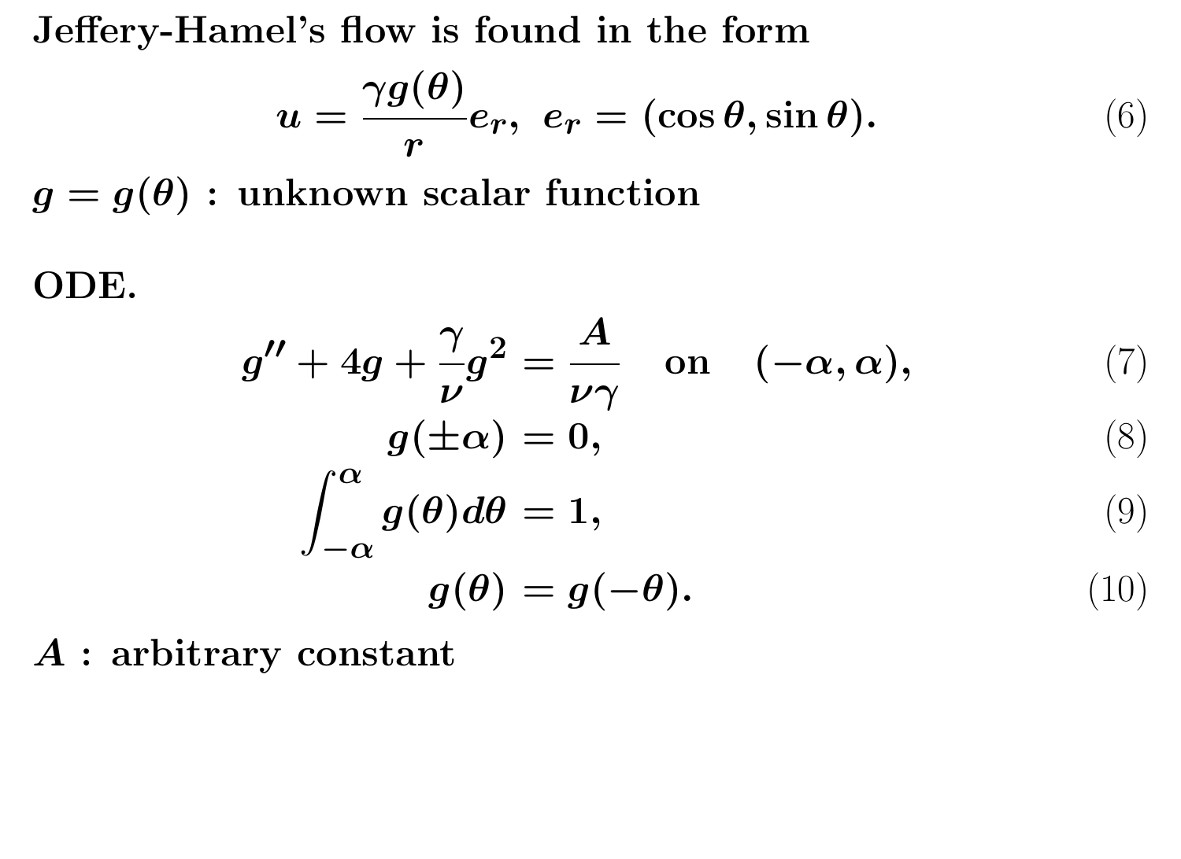**Jeffery-Hamel's flow is found in the form**

$$u = \frac{\gamma g(\theta)}{r} e_r, \;\; e_r = (\cos\theta, \sin\theta). \tag{6}$$

$g = g(\theta)$ **: unknown scalar function**

**ODE.**

$$g'' + 4g + \frac{\gamma}{\nu} g^2 = \frac{A}{\nu\gamma} \quad \text{on} \quad (-\alpha, \alpha), \tag{7}$$

$$g(\pm\alpha) = 0, \tag{8}$$

$$\int_{-\alpha}^{\alpha} g(\theta) d\theta = 1, \tag{9}$$

$$g(\theta) = g(-\theta). \tag{10}$$

$A$ **: arbitrary constant**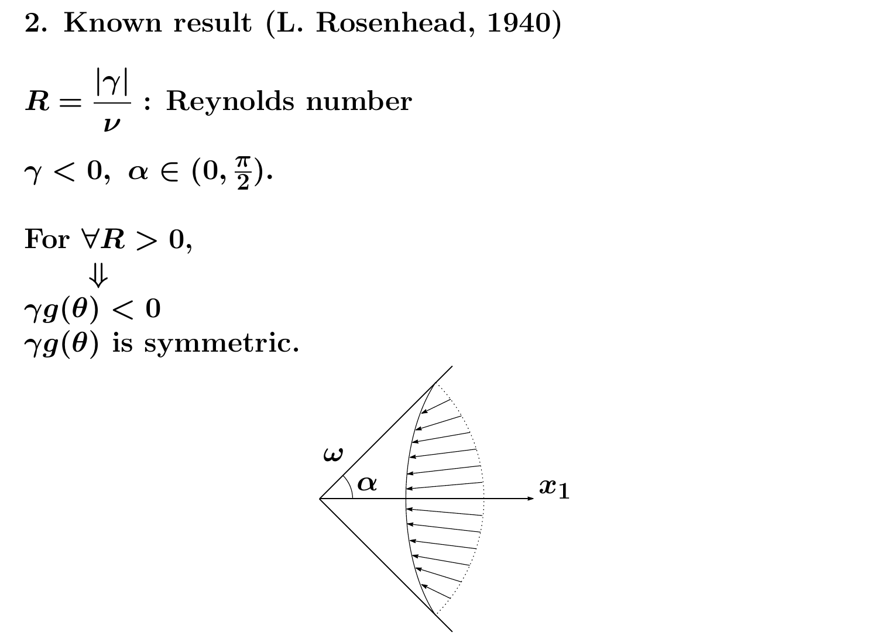## 2. Known result (L. Rosenhead, 1940)

$R = \dfrac{|\gamma|}{\nu}$ : Reynolds number

$\gamma < 0,\ \alpha \in (0, \frac{\pi}{2})$.

For $\forall R > 0$,

$\Downarrow$

$\gamma g(\theta) < 0$

$\gamma g(\theta)$ is symmetric.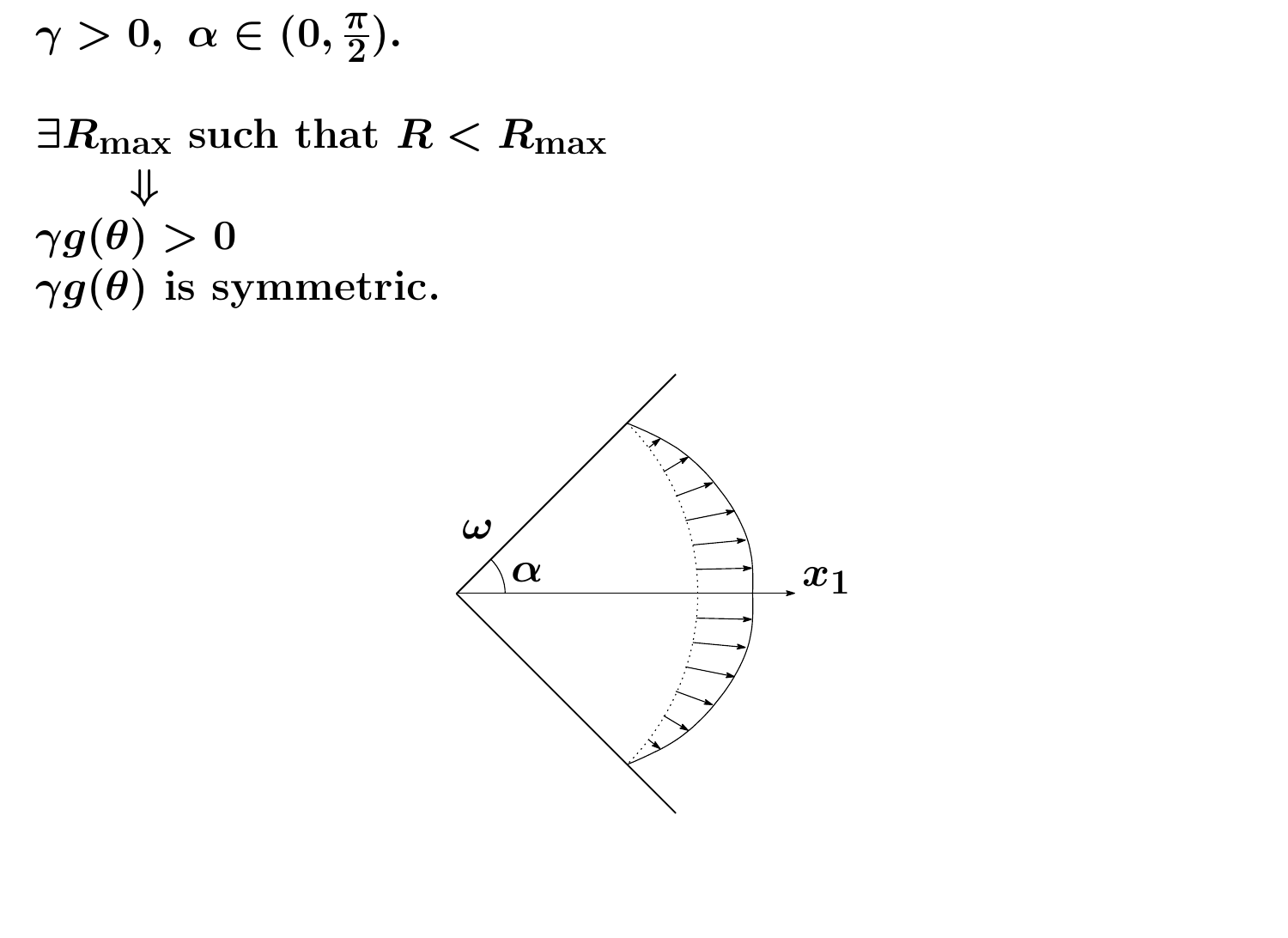$\gamma > 0,\ \alpha \in (0, \frac{\pi}{2})$.

$\exists R_{\max}$ such that $R < R_{\max}$

$\Downarrow$

$\gamma g(\theta) > 0$

$\gamma g(\theta)$ is symmetric.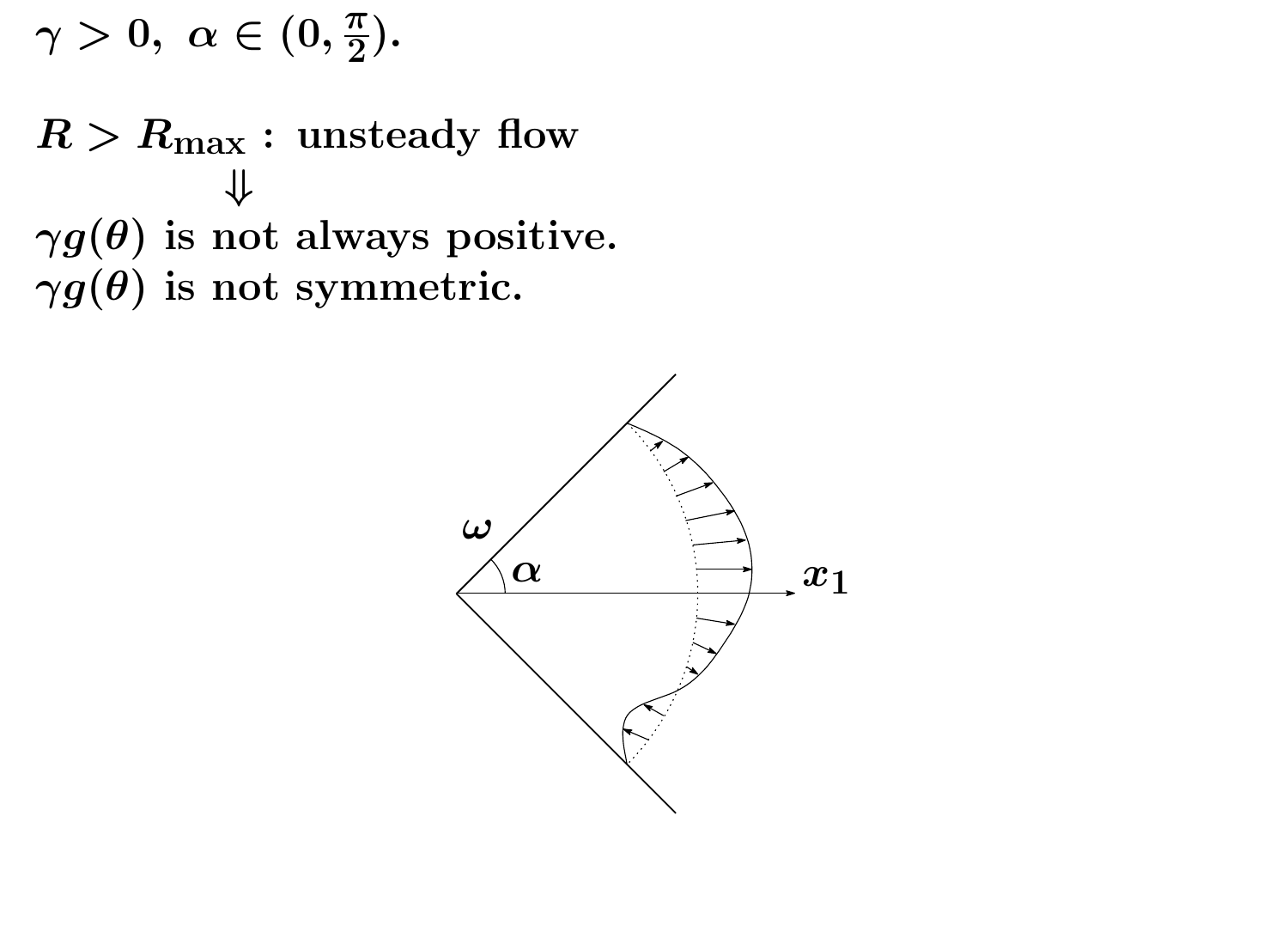**$\gamma > 0,\ \alpha \in (0, \frac{\pi}{2})$.**

**$R > R_{\max}$ : unsteady flow**

$$\Downarrow$$

**$\gamma g(\theta)$ is not always positive.**
**$\gamma g(\theta)$ is not symmetric.**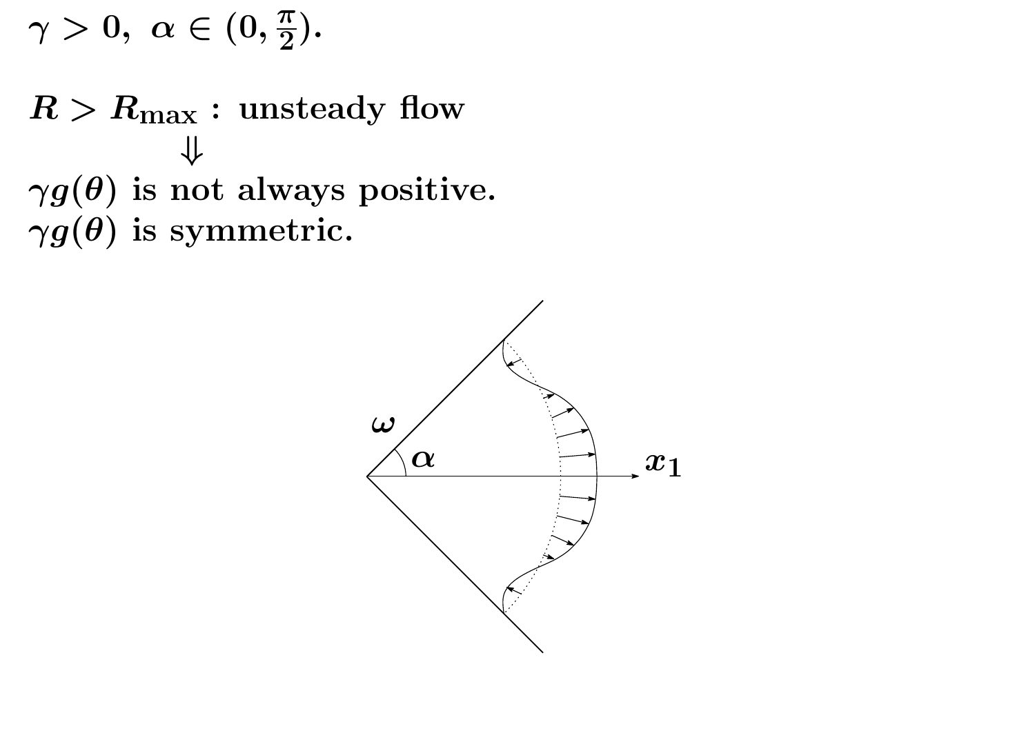$\gamma > 0,\ \alpha \in (0, \frac{\pi}{2})$.

$R > R_{\max}$ : unsteady flow

$\Downarrow$

$\gamma g(\theta)$ is not always positive.

$\gamma g(\theta)$ is symmetric.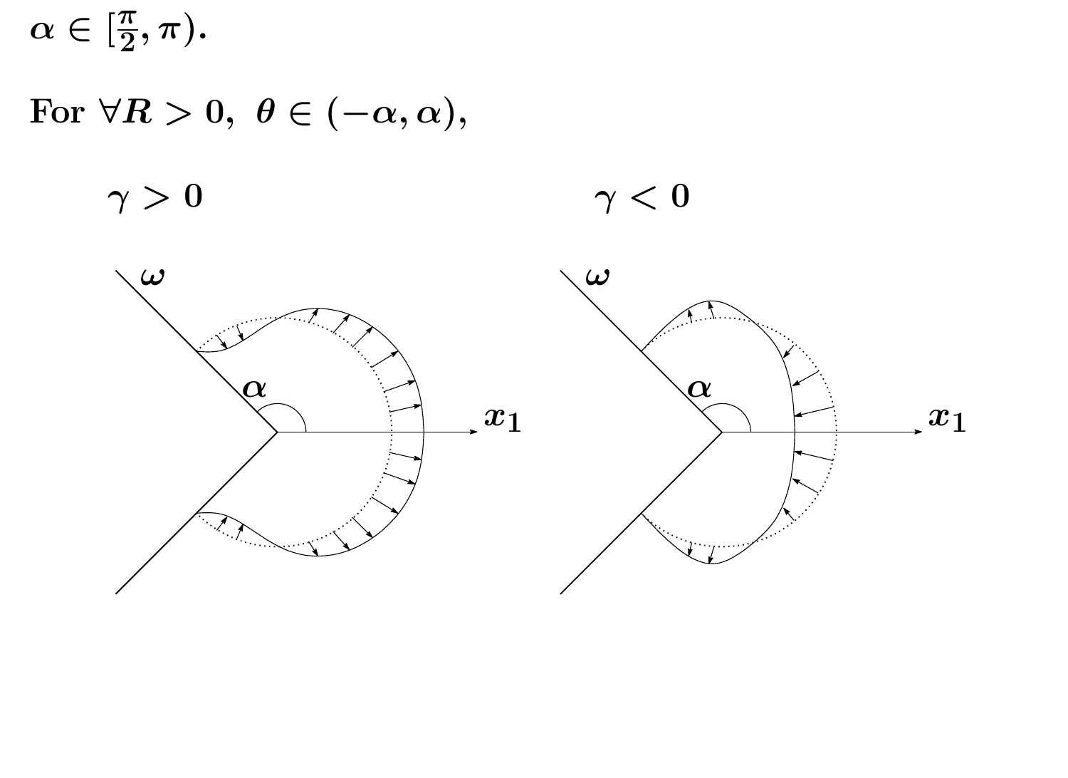$\alpha \in [\frac{\pi}{2}, \pi)$.

For $\forall R > 0,\ \theta \in (-\alpha, \alpha)$,

$\gamma > 0$ $\qquad\qquad\qquad\qquad$ $\gamma < 0$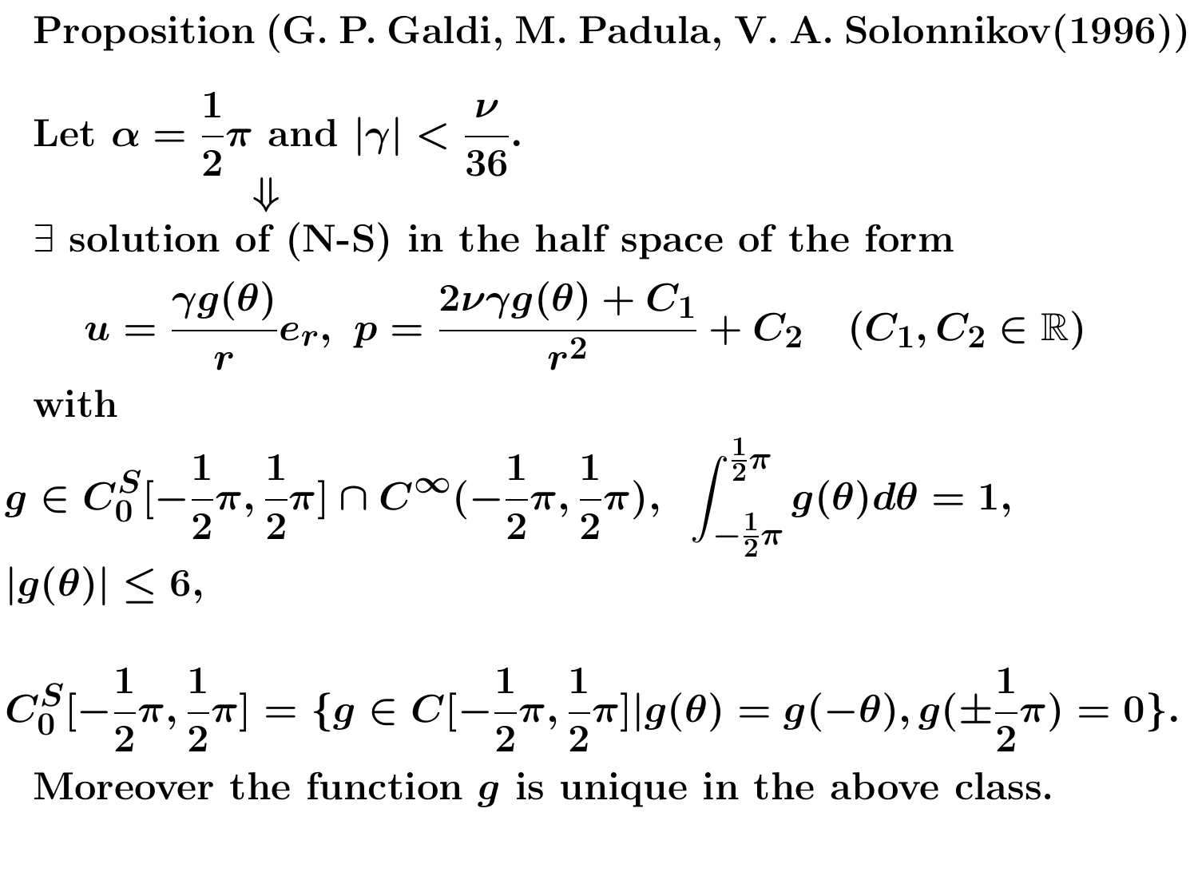**Proposition (G. P. Galdi, M. Padula, V. A. Solonnikov(1996))**

Let $\alpha = \frac{1}{2}\pi$ and $|\gamma| < \frac{\nu}{36}$.

$$\Downarrow$$

$\exists$ solution of (N-S) in the half space of the form

$$u = \frac{\gamma g(\theta)}{r} e_r, \;\; p = \frac{2\nu\gamma g(\theta) + C_1}{r^2} + C_2 \quad (C_1, C_2 \in \mathbb{R})$$

with

$$g \in C_0^S[-\frac{1}{2}\pi, \frac{1}{2}\pi] \cap C^\infty(-\frac{1}{2}\pi, \frac{1}{2}\pi), \;\; \int_{-\frac{1}{2}\pi}^{\frac{1}{2}\pi} g(\theta) d\theta = 1,$$

$$|g(\theta)| \le 6,$$

$$C_0^S[-\frac{1}{2}\pi, \frac{1}{2}\pi] = \{g \in C[-\frac{1}{2}\pi, \frac{1}{2}\pi] | g(\theta) = g(-\theta), g(\pm\frac{1}{2}\pi) = 0\}.$$

Moreover the function $g$ is unique in the above class.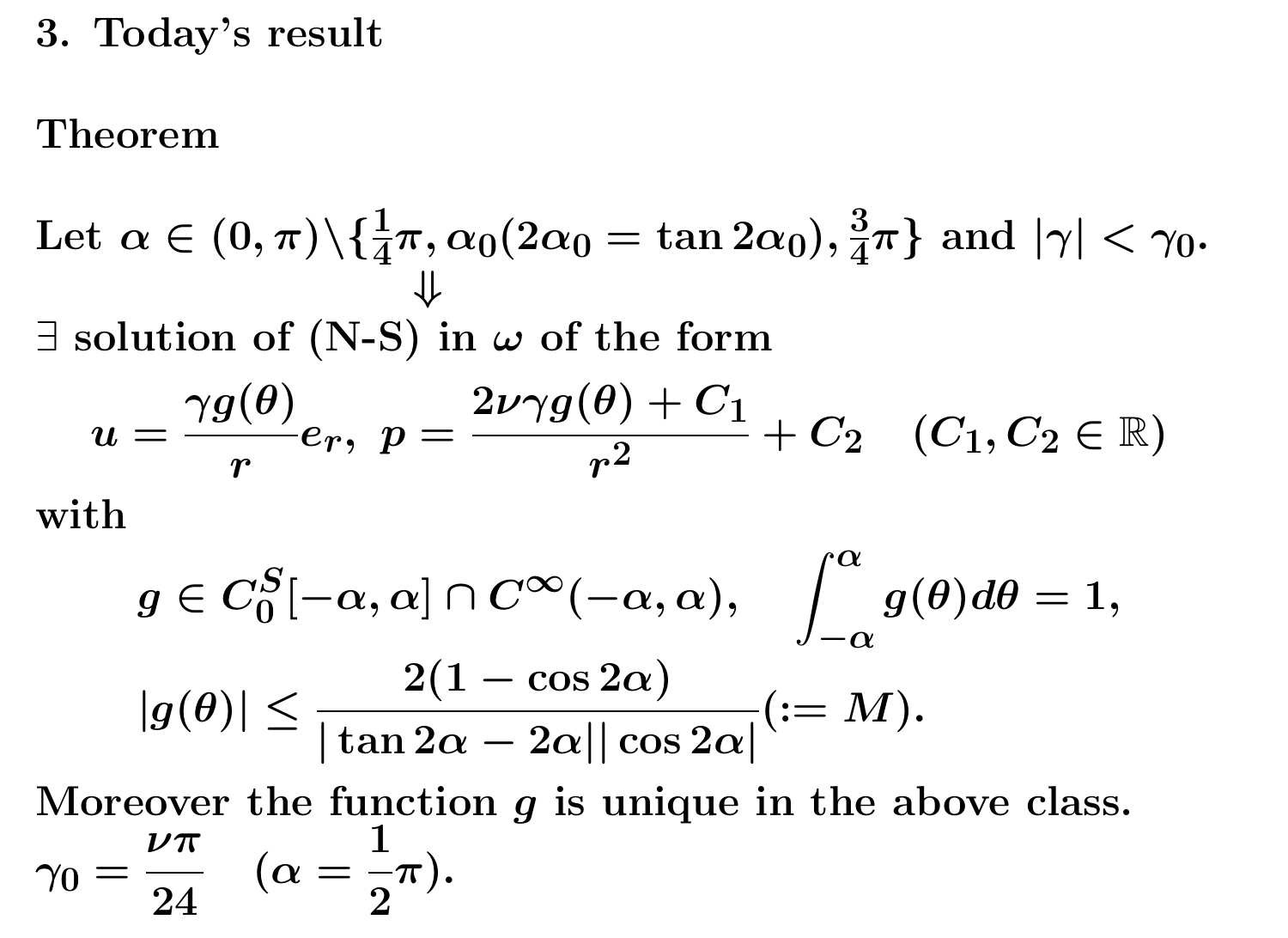## 3. Today's result

**Theorem**

Let $\alpha \in (0, \pi) \backslash \{\frac{1}{4}\pi, \alpha_0 (2\alpha_0 = \tan 2\alpha_0), \frac{3}{4}\pi\}$ and $|\gamma| < \gamma_0$.

$$\Downarrow$$

$\exists$ solution of (N-S) in $\omega$ of the form

$$u = \frac{\gamma g(\theta)}{r} e_r, \ p = \frac{2\nu\gamma g(\theta) + C_1}{r^2} + C_2 \quad (C_1, C_2 \in \mathbb{R})$$

with

$$g \in C_0^S[-\alpha, \alpha] \cap C^\infty(-\alpha, \alpha), \quad \int_{-\alpha}^{\alpha} g(\theta) d\theta = 1,$$

$$|g(\theta)| \leq \frac{2(1 - \cos 2\alpha)}{|\tan 2\alpha - 2\alpha||\cos 2\alpha|} (:= M).$$

Moreover the function $g$ is unique in the above class.

$\gamma_0 = \dfrac{\nu\pi}{24} \quad (\alpha = \dfrac{1}{2}\pi).$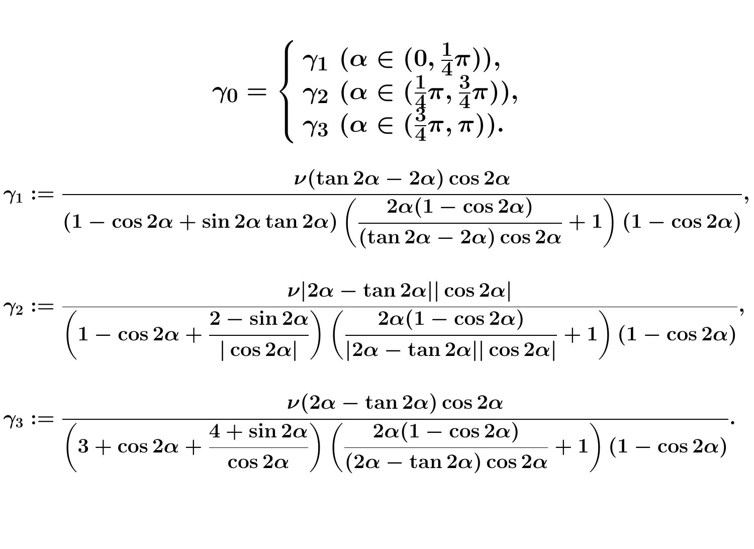$$\gamma_0 = \begin{cases} \gamma_1 \ \ (\alpha \in (0, \frac{1}{4}\pi)), \\ \gamma_2 \ \ (\alpha \in (\frac{1}{4}\pi, \frac{3}{4}\pi)), \\ \gamma_3 \ \ (\alpha \in (\frac{3}{4}\pi, \pi)). \end{cases}$$

$$\gamma_1 := \frac{\nu(\tan 2\alpha - 2\alpha)\cos 2\alpha}{(1 - \cos 2\alpha + \sin 2\alpha \tan 2\alpha)\left(\dfrac{2\alpha(1 - \cos 2\alpha)}{(\tan 2\alpha - 2\alpha)\cos 2\alpha} + 1\right)(1 - \cos 2\alpha)},$$

$$\gamma_2 := \frac{\nu|2\alpha - \tan 2\alpha||\cos 2\alpha|}{\left(1 - \cos 2\alpha + \dfrac{2 - \sin 2\alpha}{|\cos 2\alpha|}\right)\left(\dfrac{2\alpha(1 - \cos 2\alpha)}{|2\alpha - \tan 2\alpha||\cos 2\alpha|} + 1\right)(1 - \cos 2\alpha)},$$

$$\gamma_3 := \frac{\nu(2\alpha - \tan 2\alpha)\cos 2\alpha}{\left(3 + \cos 2\alpha + \dfrac{4 + \sin 2\alpha}{\cos 2\alpha}\right)\left(\dfrac{2\alpha(1 - \cos 2\alpha)}{(2\alpha - \tan 2\alpha)\cos 2\alpha} + 1\right)(1 - \cos 2\alpha)}.$$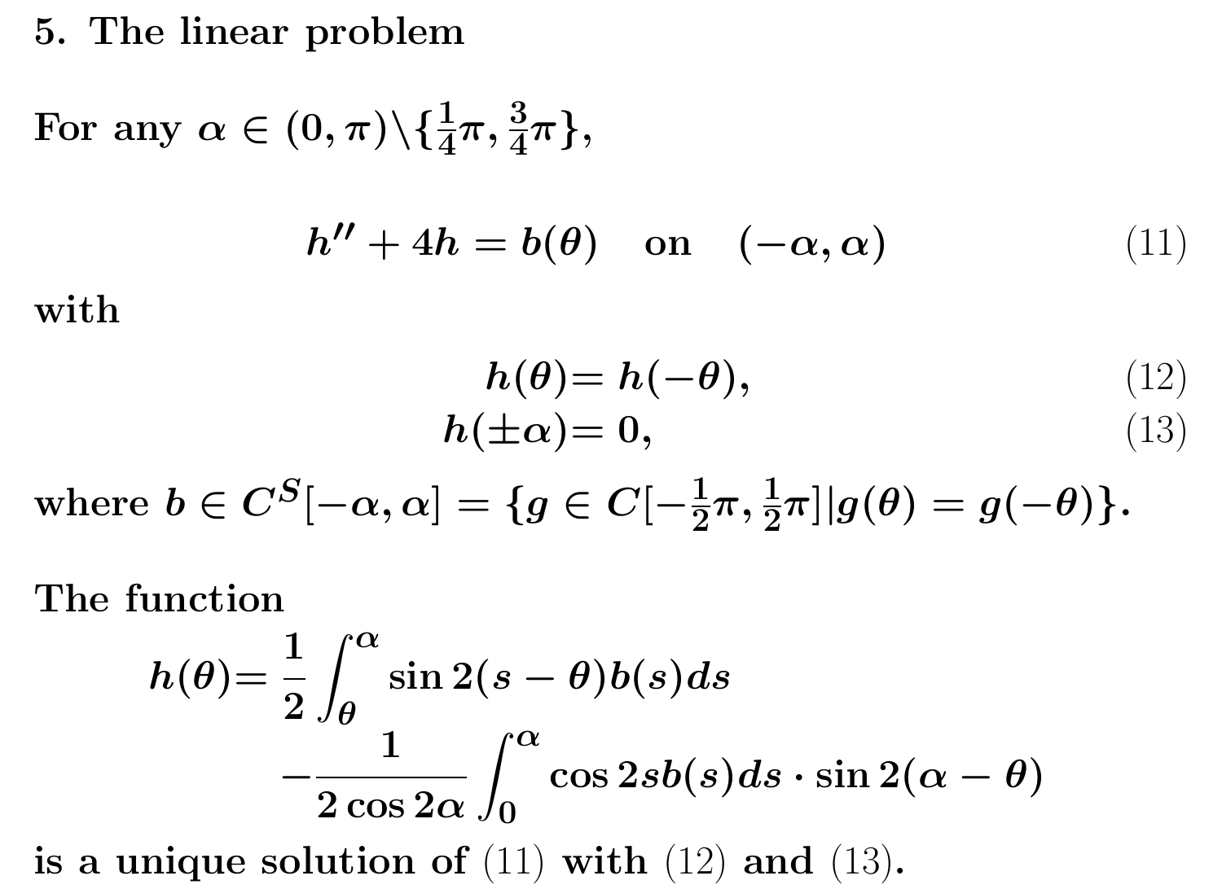## 5. The linear problem

For any $\alpha \in (0, \pi) \backslash \{\frac{1}{4}\pi, \frac{3}{4}\pi\}$,

$$h'' + 4h = b(\theta) \quad \text{on} \quad (-\alpha, \alpha) \tag{11}$$

with

$$h(\theta) = h(-\theta), \tag{12}$$

$$h(\pm\alpha) = 0, \tag{13}$$

where $b \in C^S[-\alpha, \alpha] = \{g \in C[-\frac{1}{2}\pi, \frac{1}{2}\pi] | g(\theta) = g(-\theta)\}$.

The function

$$h(\theta) = \frac{1}{2}\int_{\theta}^{\alpha} \sin 2(s - \theta) b(s) ds - \frac{1}{2\cos 2\alpha}\int_{0}^{\alpha} \cos 2s b(s) ds \cdot \sin 2(\alpha - \theta)$$

is a unique solution of (11) with (12) and (13).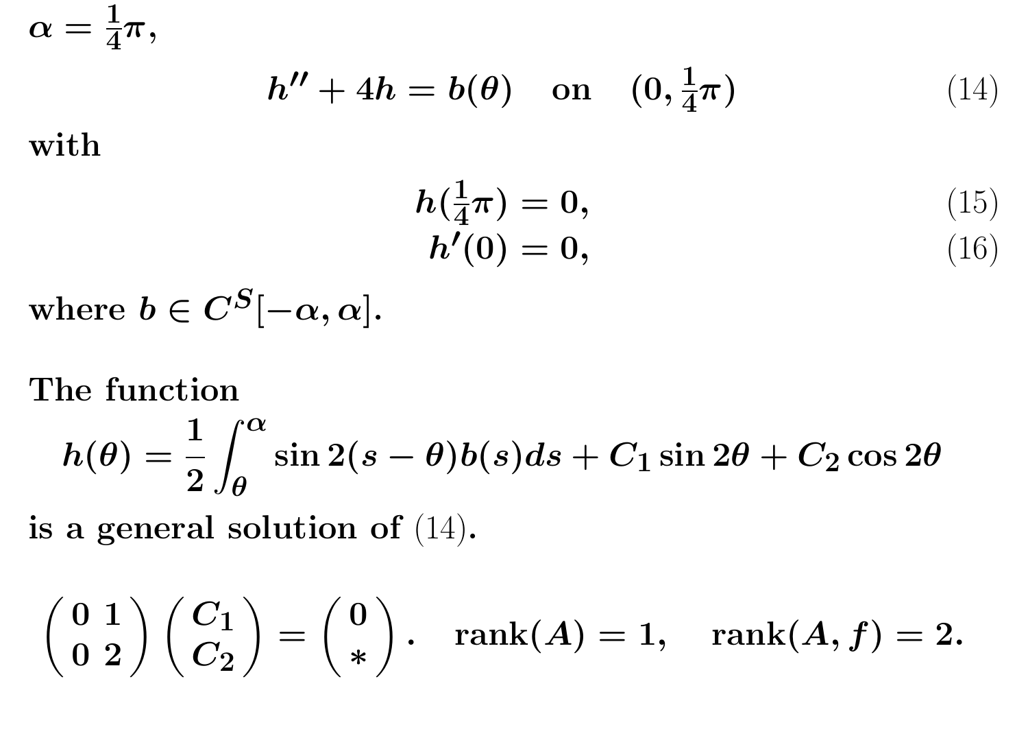$\alpha = \frac{1}{4}\pi$,

$$h'' + 4h = b(\theta) \quad \text{on} \quad (0, \tfrac{1}{4}\pi) \tag{14}$$

with

$$h(\tfrac{1}{4}\pi) = 0, \tag{15}$$

$$h'(0) = 0, \tag{16}$$

where $b \in C^S[-\alpha, \alpha]$.

The function

$$h(\theta) = \frac{1}{2}\int_{\theta}^{\alpha} \sin 2(s-\theta) b(s) ds + C_1 \sin 2\theta + C_2 \cos 2\theta$$

is a general solution of (14).

$$\begin{pmatrix} 0 & 1 \\ 0 & 2 \end{pmatrix} \begin{pmatrix} C_1 \\ C_2 \end{pmatrix} = \begin{pmatrix} 0 \\ * \end{pmatrix}. \quad \text{rank}(A) = 1, \quad \text{rank}(A, f) = 2.$$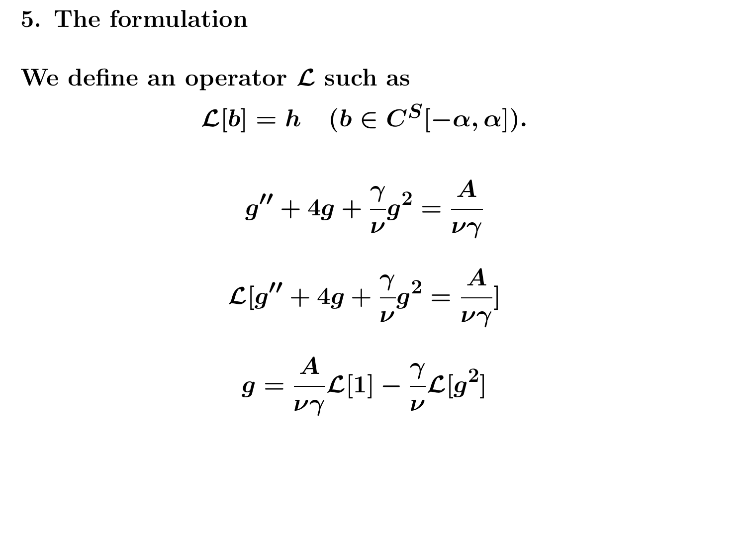## 5. The formulation

**We define an operator $\mathcal{L}$ such as**

$$\mathcal{L}[b] = h \quad (b \in C^S[-\alpha, \alpha]).$$

$$g'' + 4g + \frac{\gamma}{\nu} g^2 = \frac{A}{\nu\gamma}$$

$$\mathcal{L}[g'' + 4g + \frac{\gamma}{\nu} g^2 = \frac{A}{\nu\gamma}]$$

$$g = \frac{A}{\nu\gamma} \mathcal{L}[1] - \frac{\gamma}{\nu} \mathcal{L}[g^2]$$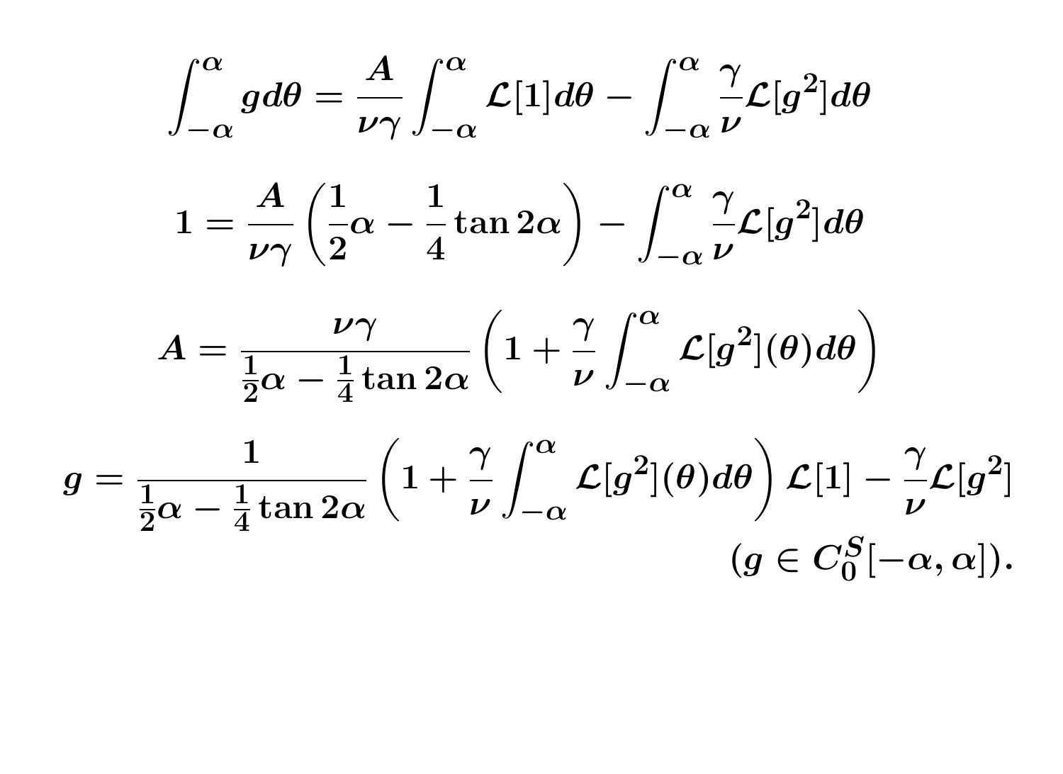$$\int_{-\alpha}^{\alpha} g d\theta = \frac{A}{\nu\gamma}\int_{-\alpha}^{\alpha} \mathcal{L}[1] d\theta - \int_{-\alpha}^{\alpha} \frac{\gamma}{\nu}\mathcal{L}[g^2] d\theta$$

$$1 = \frac{A}{\nu\gamma}\left(\frac{1}{2}\alpha - \frac{1}{4}\tan 2\alpha\right) - \int_{-\alpha}^{\alpha} \frac{\gamma}{\nu}\mathcal{L}[g^2] d\theta$$

$$A = \frac{\nu\gamma}{\frac{1}{2}\alpha - \frac{1}{4}\tan 2\alpha}\left(1 + \frac{\gamma}{\nu}\int_{-\alpha}^{\alpha} \mathcal{L}[g^2](\theta) d\theta\right)$$

$$g = \frac{1}{\frac{1}{2}\alpha - \frac{1}{4}\tan 2\alpha}\left(1 + \frac{\gamma}{\nu}\int_{-\alpha}^{\alpha} \mathcal{L}[g^2](\theta) d\theta\right)\mathcal{L}[1] - \frac{\gamma}{\nu}\mathcal{L}[g^2] \qquad (g \in C_0^S[-\alpha, \alpha]).$$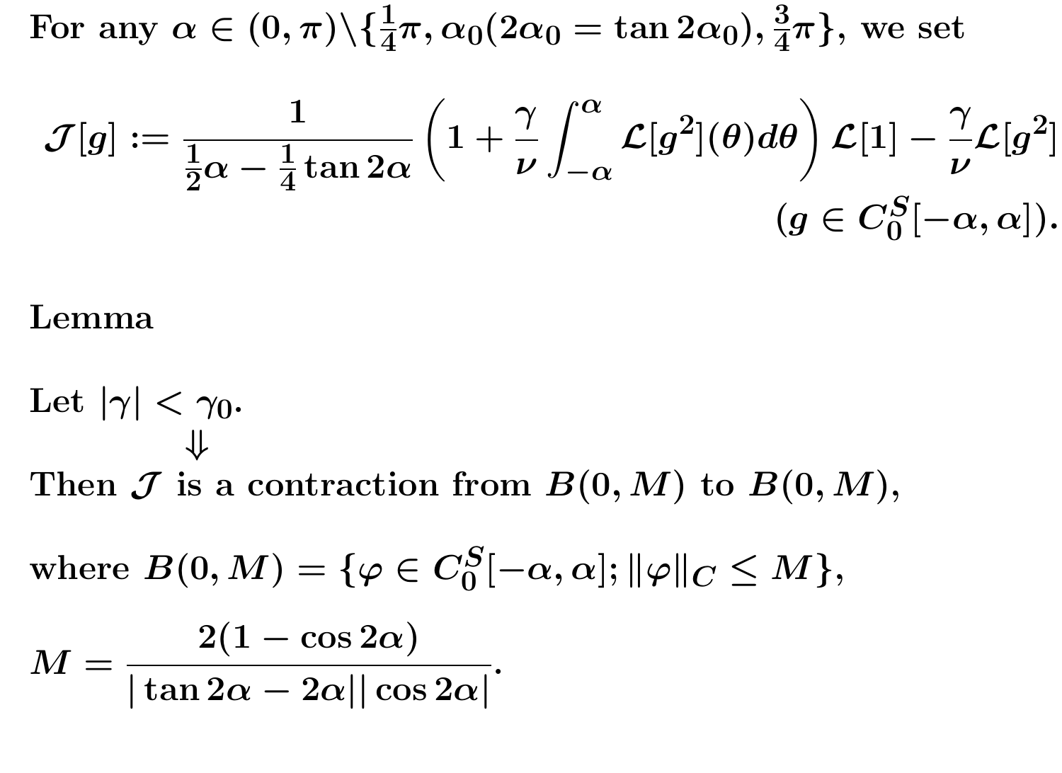For any $\alpha \in (0, \pi)\backslash\{\frac{1}{4}\pi, \alpha_0(2\alpha_0 = \tan 2\alpha_0), \frac{3}{4}\pi\}$, we set

$$\mathcal{J}[g] := \frac{1}{\frac{1}{2}\alpha - \frac{1}{4}\tan 2\alpha}\left(1 + \frac{\gamma}{\nu}\int_{-\alpha}^{\alpha}\mathcal{L}[g^2](\theta)d\theta\right)\mathcal{L}[1] - \frac{\gamma}{\nu}\mathcal{L}[g^2]$$

$$(g \in C_0^S[-\alpha, \alpha]).$$

**Lemma**

Let $|\gamma| < \gamma_0$.

$\Downarrow$

Then $\mathcal{J}$ is a contraction from $B(0, M)$ to $B(0, M)$,

where $B(0, M) = \{\varphi \in C_0^S[-\alpha, \alpha]; \|\varphi\|_C \leq M\}$,

$$M = \frac{2(1 - \cos 2\alpha)}{|\tan 2\alpha - 2\alpha||\cos 2\alpha|}.$$